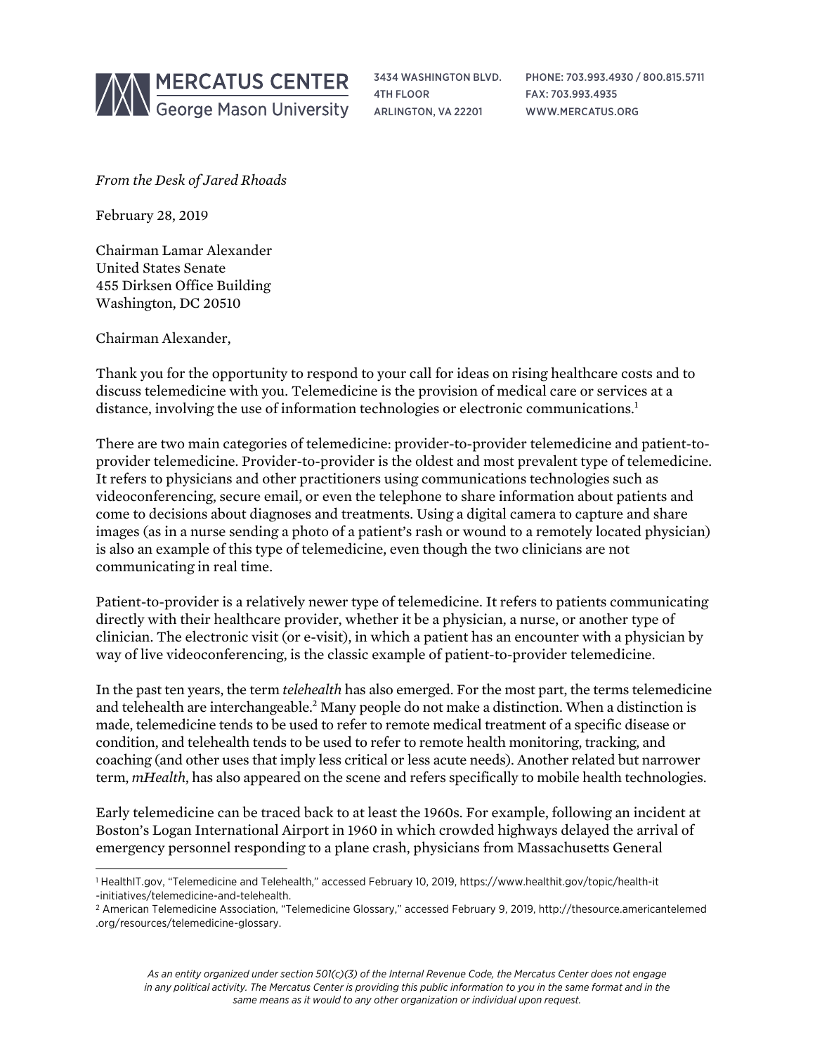MERCATUS CENTER
George Mason University

3434 WASHINGTON BLVD.
4TH FLOOR
ARLINGTON, VA 22201

PHONE: 703.993.4930 / 800.815.5711
FAX: 703.993.4935
WWW.MERCATUS.ORG

*From the Desk of Jared Rhoads*

February 28, 2019

Chairman Lamar Alexander
United States Senate
455 Dirksen Office Building
Washington, DC 20510

Chairman Alexander,

Thank you for the opportunity to respond to your call for ideas on rising healthcare costs and to discuss telemedicine with you. Telemedicine is the provision of medical care or services at a distance, involving the use of information technologies or electronic communications.[1]

There are two main categories of telemedicine: provider-to-provider telemedicine and patient-to-provider telemedicine. Provider-to-provider is the oldest and most prevalent type of telemedicine. It refers to physicians and other practitioners using communications technologies such as videoconferencing, secure email, or even the telephone to share information about patients and come to decisions about diagnoses and treatments. Using a digital camera to capture and share images (as in a nurse sending a photo of a patient's rash or wound to a remotely located physician) is also an example of this type of telemedicine, even though the two clinicians are not communicating in real time.

Patient-to-provider is a relatively newer type of telemedicine. It refers to patients communicating directly with their healthcare provider, whether it be a physician, a nurse, or another type of clinician. The electronic visit (or e-visit), in which a patient has an encounter with a physician by way of live videoconferencing, is the classic example of patient-to-provider telemedicine.

In the past ten years, the term *telehealth* has also emerged. For the most part, the terms telemedicine and telehealth are interchangeable.[2] Many people do not make a distinction. When a distinction is made, telemedicine tends to be used to refer to remote medical treatment of a specific disease or condition, and telehealth tends to be used to refer to remote health monitoring, tracking, and coaching (and other uses that imply less critical or less acute needs). Another related but narrower term, *mHealth*, has also appeared on the scene and refers specifically to mobile health technologies.

Early telemedicine can be traced back to at least the 1960s. For example, following an incident at Boston's Logan International Airport in 1960 in which crowded highways delayed the arrival of emergency personnel responding to a plane crash, physicians from Massachusetts General

[1] HealthIT.gov, "Telemedicine and Telehealth," accessed February 10, 2019, https://www.healthit.gov/topic/health-it-initiatives/telemedicine-and-telehealth.

[2] American Telemedicine Association, "Telemedicine Glossary," accessed February 9, 2019, http://thesource.americantelemed.org/resources/telemedicine-glossary.

*As an entity organized under section 501(c)(3) of the Internal Revenue Code, the Mercatus Center does not engage in any political activity. The Mercatus Center is providing this public information to you in the same format and in the same means as it would to any other organization or individual upon request.*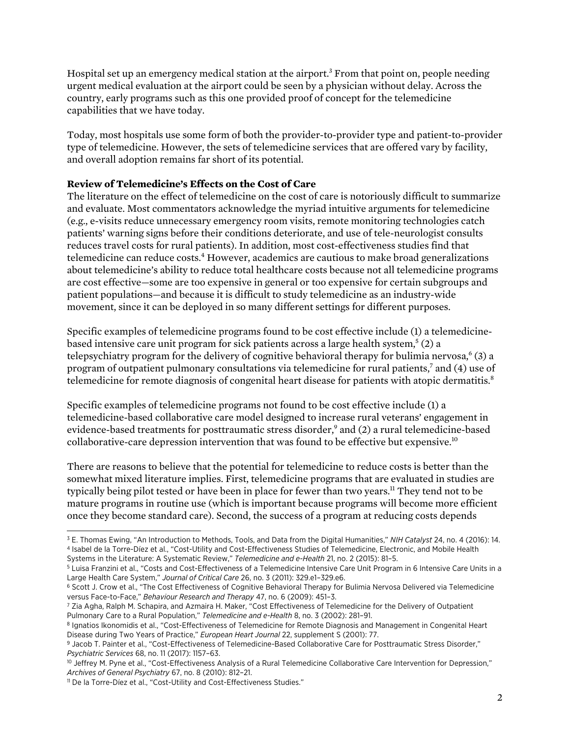Hospital set up an emergency medical station at the airport.[3] From that point on, people needing urgent medical evaluation at the airport could be seen by a physician without delay. Across the country, early programs such as this one provided proof of concept for the telemedicine capabilities that we have today.

Today, most hospitals use some form of both the provider-to-provider type and patient-to-provider type of telemedicine. However, the sets of telemedicine services that are offered vary by facility, and overall adoption remains far short of its potential.

**Review of Telemedicine's Effects on the Cost of Care**

The literature on the effect of telemedicine on the cost of care is notoriously difficult to summarize and evaluate. Most commentators acknowledge the myriad intuitive arguments for telemedicine (e.g., e-visits reduce unnecessary emergency room visits, remote monitoring technologies catch patients' warning signs before their conditions deteriorate, and use of tele-neurologist consults reduces travel costs for rural patients). In addition, most cost-effectiveness studies find that telemedicine can reduce costs.[4] However, academics are cautious to make broad generalizations about telemedicine's ability to reduce total healthcare costs because not all telemedicine programs are cost effective—some are too expensive in general or too expensive for certain subgroups and patient populations—and because it is difficult to study telemedicine as an industry-wide movement, since it can be deployed in so many different settings for different purposes.

Specific examples of telemedicine programs found to be cost effective include (1) a telemedicine-based intensive care unit program for sick patients across a large health system,[5] (2) a telepsychiatry program for the delivery of cognitive behavioral therapy for bulimia nervosa,[6] (3) a program of outpatient pulmonary consultations via telemedicine for rural patients,[7] and (4) use of telemedicine for remote diagnosis of congenital heart disease for patients with atopic dermatitis.[8]

Specific examples of telemedicine programs not found to be cost effective include (1) a telemedicine-based collaborative care model designed to increase rural veterans' engagement in evidence-based treatments for posttraumatic stress disorder,[9] and (2) a rural telemedicine-based collaborative-care depression intervention that was found to be effective but expensive.[10]

There are reasons to believe that the potential for telemedicine to reduce costs is better than the somewhat mixed literature implies. First, telemedicine programs that are evaluated in studies are typically being pilot tested or have been in place for fewer than two years.[11] They tend not to be mature programs in routine use (which is important because programs will become more efficient once they become standard care). Second, the success of a program at reducing costs depends

---

[3] E. Thomas Ewing, "An Introduction to Methods, Tools, and Data from the Digital Humanities," *NIH Catalyst* 24, no. 4 (2016): 14.

[4] Isabel de la Torre-Díez et al., "Cost-Utility and Cost-Effectiveness Studies of Telemedicine, Electronic, and Mobile Health Systems in the Literature: A Systematic Review," *Telemedicine and e-Health* 21, no. 2 (2015): 81–5.

[5] Luisa Franzini et al., "Costs and Cost-Effectiveness of a Telemedicine Intensive Care Unit Program in 6 Intensive Care Units in a Large Health Care System," *Journal of Critical Care* 26, no. 3 (2011): 329.e1–329.e6.

[6] Scott J. Crow et al., "The Cost Effectiveness of Cognitive Behavioral Therapy for Bulimia Nervosa Delivered via Telemedicine versus Face-to-Face," *Behaviour Research and Therapy* 47, no. 6 (2009): 451–3.

[7] Zia Agha, Ralph M. Schapira, and Azmaira H. Maker, "Cost Effectiveness of Telemedicine for the Delivery of Outpatient Pulmonary Care to a Rural Population," *Telemedicine and e-Health* 8, no. 3 (2002): 281–91.

[8] Ignatios Ikonomidis et al., "Cost-Effectiveness of Telemedicine for Remote Diagnosis and Management in Congenital Heart Disease during Two Years of Practice," *European Heart Journal* 22, supplement S (2001): 77.

[9] Jacob T. Painter et al., "Cost-Effectiveness of Telemedicine-Based Collaborative Care for Posttraumatic Stress Disorder," *Psychiatric Services* 68, no. 11 (2017): 1157–63.

[10] Jeffrey M. Pyne et al., "Cost-Effectiveness Analysis of a Rural Telemedicine Collaborative Care Intervention for Depression," *Archives of General Psychiatry* 67, no. 8 (2010): 812–21.

[11] De la Torre-Díez et al., "Cost-Utility and Cost-Effectiveness Studies."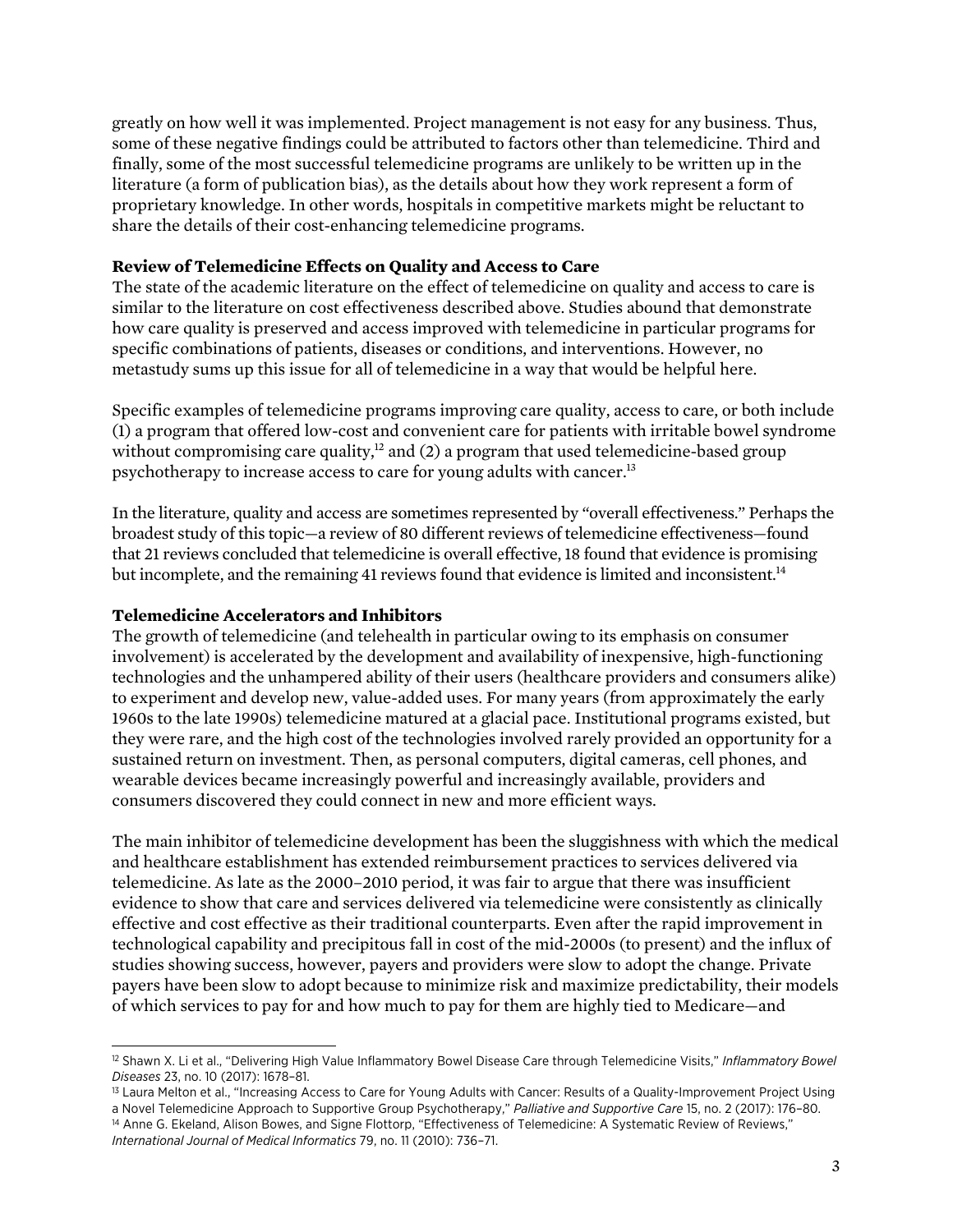greatly on how well it was implemented. Project management is not easy for any business. Thus, some of these negative findings could be attributed to factors other than telemedicine. Third and finally, some of the most successful telemedicine programs are unlikely to be written up in the literature (a form of publication bias), as the details about how they work represent a form of proprietary knowledge. In other words, hospitals in competitive markets might be reluctant to share the details of their cost-enhancing telemedicine programs.

**Review of Telemedicine Effects on Quality and Access to Care**

The state of the academic literature on the effect of telemedicine on quality and access to care is similar to the literature on cost effectiveness described above. Studies abound that demonstrate how care quality is preserved and access improved with telemedicine in particular programs for specific combinations of patients, diseases or conditions, and interventions. However, no metastudy sums up this issue for all of telemedicine in a way that would be helpful here.

Specific examples of telemedicine programs improving care quality, access to care, or both include (1) a program that offered low-cost and convenient care for patients with irritable bowel syndrome without compromising care quality,[12] and (2) a program that used telemedicine-based group psychotherapy to increase access to care for young adults with cancer.[13]

In the literature, quality and access are sometimes represented by "overall effectiveness." Perhaps the broadest study of this topic—a review of 80 different reviews of telemedicine effectiveness—found that 21 reviews concluded that telemedicine is overall effective, 18 found that evidence is promising but incomplete, and the remaining 41 reviews found that evidence is limited and inconsistent.[14]

**Telemedicine Accelerators and Inhibitors**

The growth of telemedicine (and telehealth in particular owing to its emphasis on consumer involvement) is accelerated by the development and availability of inexpensive, high-functioning technologies and the unhampered ability of their users (healthcare providers and consumers alike) to experiment and develop new, value-added uses. For many years (from approximately the early 1960s to the late 1990s) telemedicine matured at a glacial pace. Institutional programs existed, but they were rare, and the high cost of the technologies involved rarely provided an opportunity for a sustained return on investment. Then, as personal computers, digital cameras, cell phones, and wearable devices became increasingly powerful and increasingly available, providers and consumers discovered they could connect in new and more efficient ways.

The main inhibitor of telemedicine development has been the sluggishness with which the medical and healthcare establishment has extended reimbursement practices to services delivered via telemedicine. As late as the 2000–2010 period, it was fair to argue that there was insufficient evidence to show that care and services delivered via telemedicine were consistently as clinically effective and cost effective as their traditional counterparts. Even after the rapid improvement in technological capability and precipitous fall in cost of the mid-2000s (to present) and the influx of studies showing success, however, payers and providers were slow to adopt the change. Private payers have been slow to adopt because to minimize risk and maximize predictability, their models of which services to pay for and how much to pay for them are highly tied to Medicare—and

---

[12] Shawn X. Li et al., "Delivering High Value Inflammatory Bowel Disease Care through Telemedicine Visits," *Inflammatory Bowel Diseases* 23, no. 10 (2017): 1678–81.

[13] Laura Melton et al., "Increasing Access to Care for Young Adults with Cancer: Results of a Quality-Improvement Project Using a Novel Telemedicine Approach to Supportive Group Psychotherapy," *Palliative and Supportive Care* 15, no. 2 (2017): 176–80.

[14] Anne G. Ekeland, Alison Bowes, and Signe Flottorp, "Effectiveness of Telemedicine: A Systematic Review of Reviews," *International Journal of Medical Informatics* 79, no. 11 (2010): 736–71.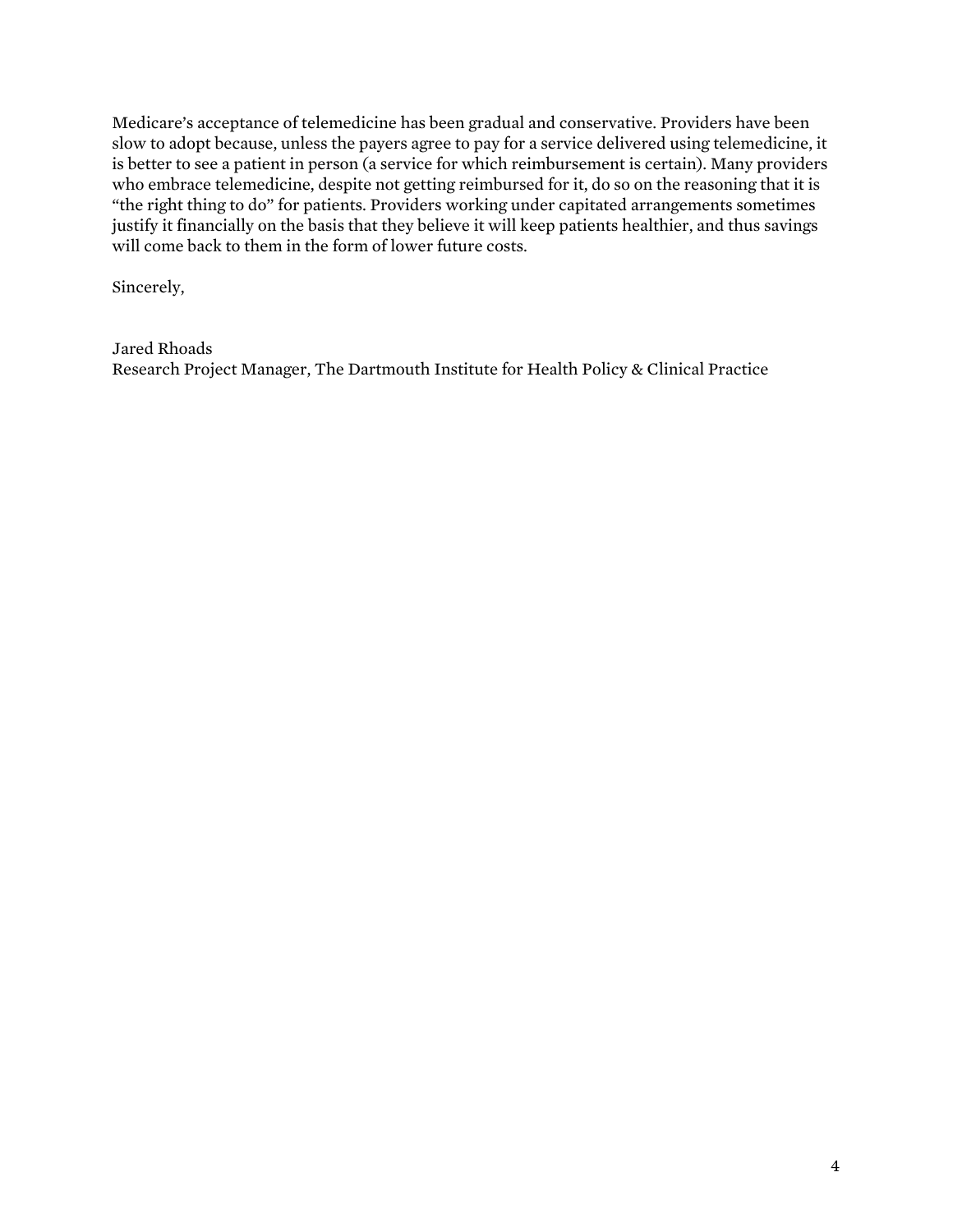Medicare's acceptance of telemedicine has been gradual and conservative. Providers have been slow to adopt because, unless the payers agree to pay for a service delivered using telemedicine, it is better to see a patient in person (a service for which reimbursement is certain). Many providers who embrace telemedicine, despite not getting reimbursed for it, do so on the reasoning that it is "the right thing to do" for patients. Providers working under capitated arrangements sometimes justify it financially on the basis that they believe it will keep patients healthier, and thus savings will come back to them in the form of lower future costs.

Sincerely,

Jared Rhoads
Research Project Manager, The Dartmouth Institute for Health Policy & Clinical Practice